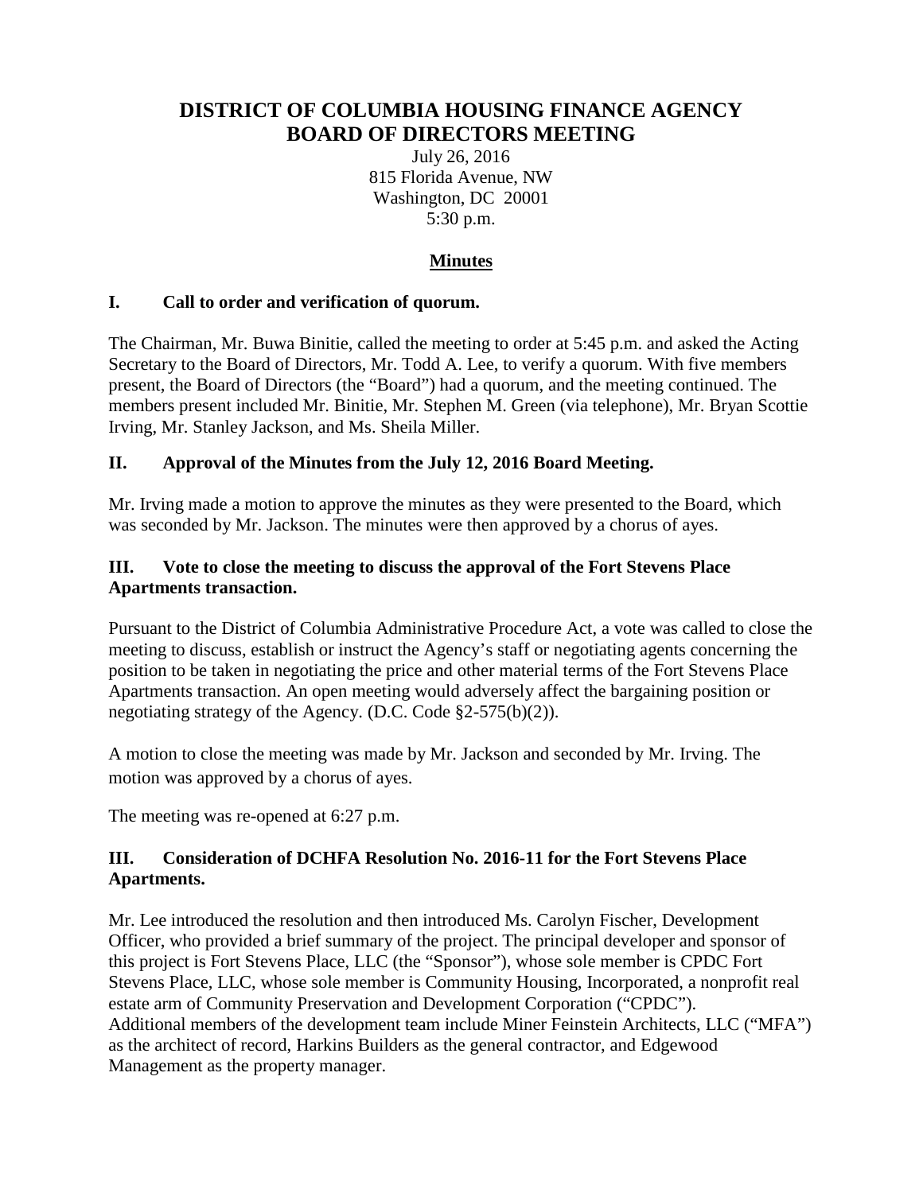# DISTRICT OF COLUMBIA HOUSING FINANCE AGENCY
# BOARD OF DIRECTORS MEETING

July 26, 2016
815 Florida Avenue, NW
Washington, DC 20001
5:30 p.m.

## Minutes

### I. Call to order and verification of quorum.

The Chairman, Mr. Buwa Binitie, called the meeting to order at 5:45 p.m. and asked the Acting Secretary to the Board of Directors, Mr. Todd A. Lee, to verify a quorum. With five members present, the Board of Directors (the "Board") had a quorum, and the meeting continued. The members present included Mr. Binitie, Mr. Stephen M. Green (via telephone), Mr. Bryan Scottie Irving, Mr. Stanley Jackson, and Ms. Sheila Miller.

### II. Approval of the Minutes from the July 12, 2016 Board Meeting.

Mr. Irving made a motion to approve the minutes as they were presented to the Board, which was seconded by Mr. Jackson. The minutes were then approved by a chorus of ayes.

### III. Vote to close the meeting to discuss the approval of the Fort Stevens Place Apartments transaction.

Pursuant to the District of Columbia Administrative Procedure Act, a vote was called to close the meeting to discuss, establish or instruct the Agency's staff or negotiating agents concerning the position to be taken in negotiating the price and other material terms of the Fort Stevens Place Apartments transaction. An open meeting would adversely affect the bargaining position or negotiating strategy of the Agency. (D.C. Code §2-575(b)(2)).

A motion to close the meeting was made by Mr. Jackson and seconded by Mr. Irving. The motion was approved by a chorus of ayes.

The meeting was re-opened at 6:27 p.m.

### III. Consideration of DCHFA Resolution No. 2016-11 for the Fort Stevens Place Apartments.

Mr. Lee introduced the resolution and then introduced Ms. Carolyn Fischer, Development Officer, who provided a brief summary of the project. The principal developer and sponsor of this project is Fort Stevens Place, LLC (the "Sponsor"), whose sole member is CPDC Fort Stevens Place, LLC, whose sole member is Community Housing, Incorporated, a nonprofit real estate arm of Community Preservation and Development Corporation ("CPDC"). Additional members of the development team include Miner Feinstein Architects, LLC ("MFA") as the architect of record, Harkins Builders as the general contractor, and Edgewood Management as the property manager.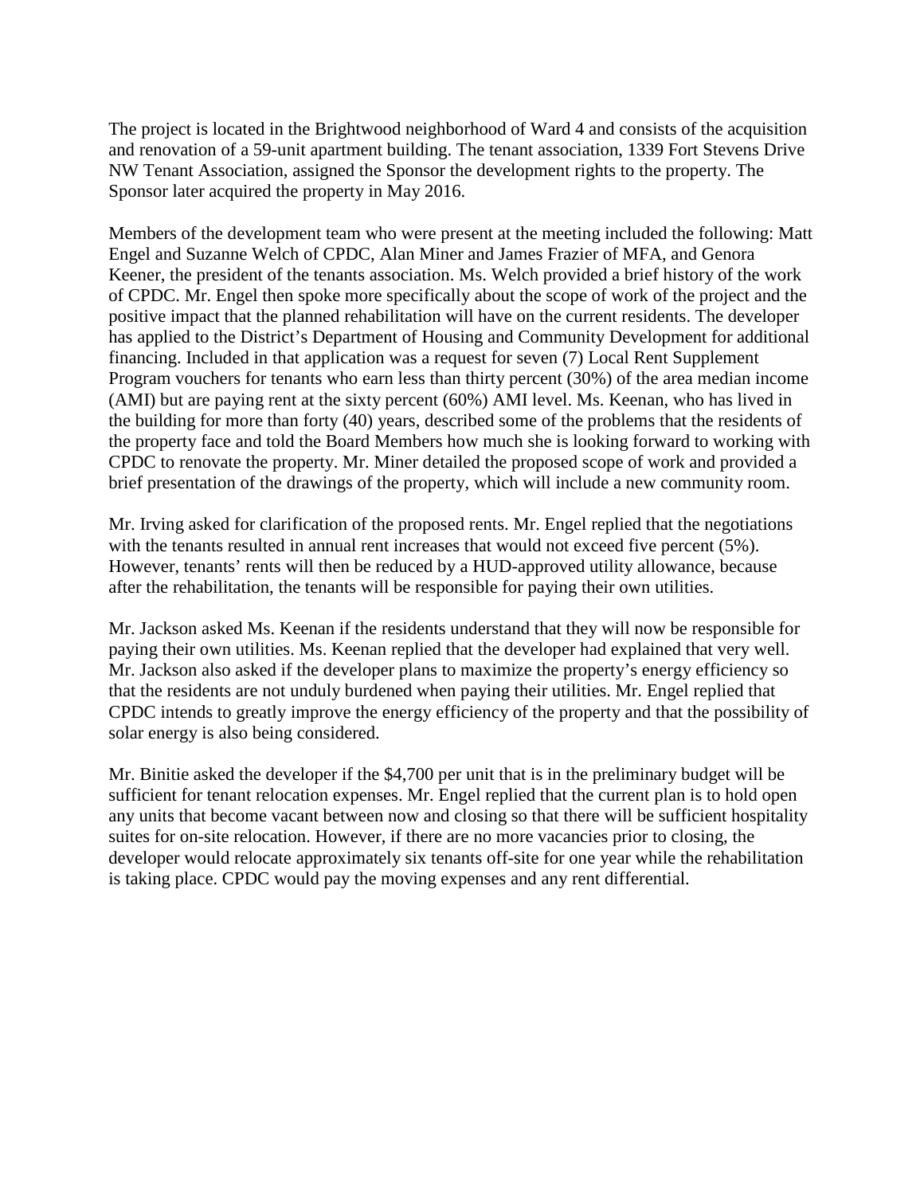The project is located in the Brightwood neighborhood of Ward 4 and consists of the acquisition and renovation of a 59-unit apartment building. The tenant association, 1339 Fort Stevens Drive NW Tenant Association, assigned the Sponsor the development rights to the property. The Sponsor later acquired the property in May 2016.

Members of the development team who were present at the meeting included the following: Matt Engel and Suzanne Welch of CPDC, Alan Miner and James Frazier of MFA, and Genora Keener, the president of the tenants association. Ms. Welch provided a brief history of the work of CPDC. Mr. Engel then spoke more specifically about the scope of work of the project and the positive impact that the planned rehabilitation will have on the current residents. The developer has applied to the District's Department of Housing and Community Development for additional financing. Included in that application was a request for seven (7) Local Rent Supplement Program vouchers for tenants who earn less than thirty percent (30%) of the area median income (AMI) but are paying rent at the sixty percent (60%) AMI level. Ms. Keenan, who has lived in the building for more than forty (40) years, described some of the problems that the residents of the property face and told the Board Members how much she is looking forward to working with CPDC to renovate the property. Mr. Miner detailed the proposed scope of work and provided a brief presentation of the drawings of the property, which will include a new community room.

Mr. Irving asked for clarification of the proposed rents. Mr. Engel replied that the negotiations with the tenants resulted in annual rent increases that would not exceed five percent (5%). However, tenants' rents will then be reduced by a HUD-approved utility allowance, because after the rehabilitation, the tenants will be responsible for paying their own utilities.

Mr. Jackson asked Ms. Keenan if the residents understand that they will now be responsible for paying their own utilities. Ms. Keenan replied that the developer had explained that very well. Mr. Jackson also asked if the developer plans to maximize the property's energy efficiency so that the residents are not unduly burdened when paying their utilities. Mr. Engel replied that CPDC intends to greatly improve the energy efficiency of the property and that the possibility of solar energy is also being considered.

Mr. Binitie asked the developer if the $4,700 per unit that is in the preliminary budget will be sufficient for tenant relocation expenses. Mr. Engel replied that the current plan is to hold open any units that become vacant between now and closing so that there will be sufficient hospitality suites for on-site relocation. However, if there are no more vacancies prior to closing, the developer would relocate approximately six tenants off-site for one year while the rehabilitation is taking place. CPDC would pay the moving expenses and any rent differential.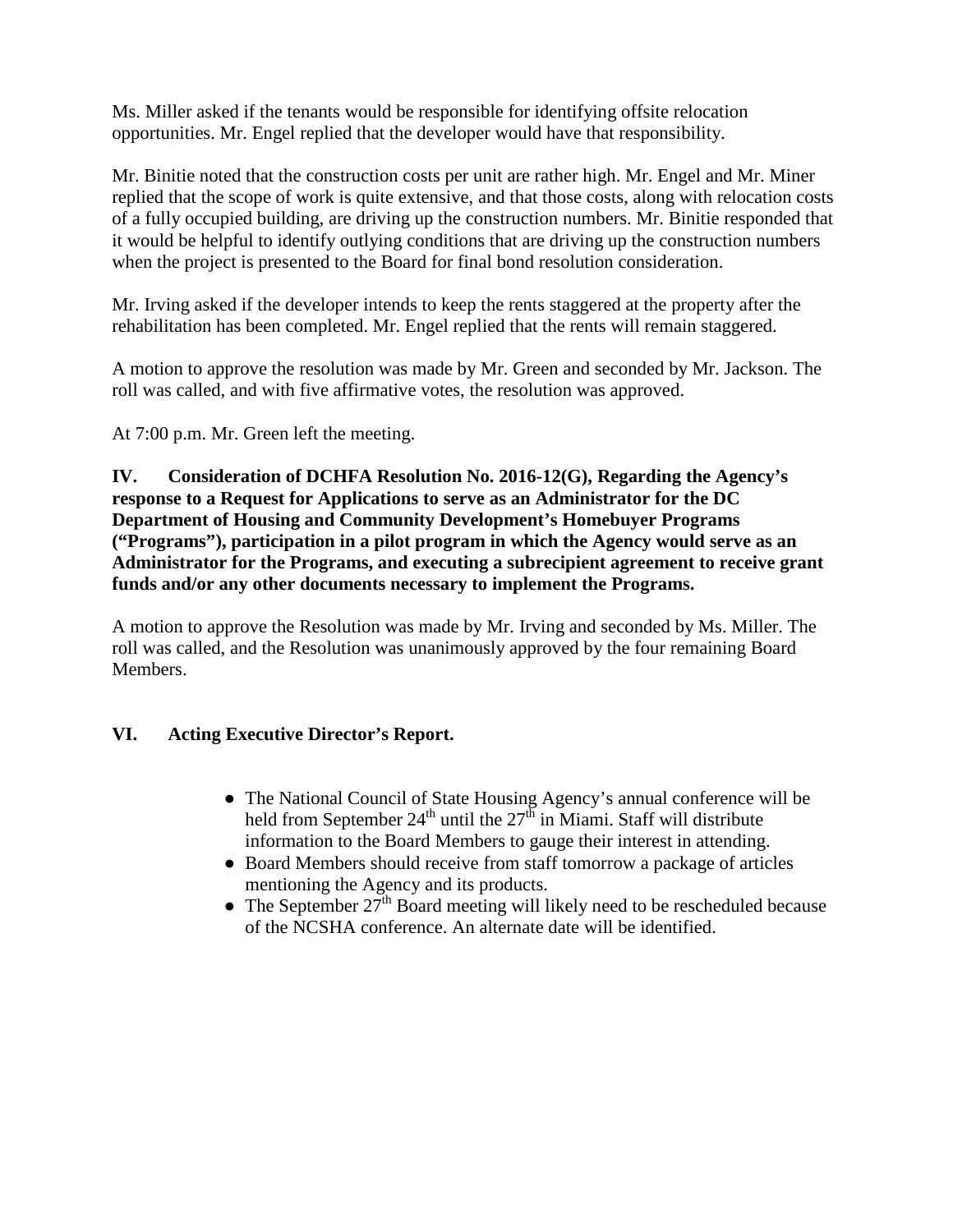Ms. Miller asked if the tenants would be responsible for identifying offsite relocation opportunities. Mr. Engel replied that the developer would have that responsibility.

Mr. Binitie noted that the construction costs per unit are rather high. Mr. Engel and Mr. Miner replied that the scope of work is quite extensive, and that those costs, along with relocation costs of a fully occupied building, are driving up the construction numbers. Mr. Binitie responded that it would be helpful to identify outlying conditions that are driving up the construction numbers when the project is presented to the Board for final bond resolution consideration.

Mr. Irving asked if the developer intends to keep the rents staggered at the property after the rehabilitation has been completed. Mr. Engel replied that the rents will remain staggered.

A motion to approve the resolution was made by Mr. Green and seconded by Mr. Jackson. The roll was called, and with five affirmative votes, the resolution was approved.

At 7:00 p.m. Mr. Green left the meeting.

**IV. Consideration of DCHFA Resolution No. 2016-12(G), Regarding the Agency's response to a Request for Applications to serve as an Administrator for the DC Department of Housing and Community Development's Homebuyer Programs ("Programs"), participation in a pilot program in which the Agency would serve as an Administrator for the Programs, and executing a subrecipient agreement to receive grant funds and/or any other documents necessary to implement the Programs.**

A motion to approve the Resolution was made by Mr. Irving and seconded by Ms. Miller. The roll was called, and the Resolution was unanimously approved by the four remaining Board Members.

**VI. Acting Executive Director's Report.**

- The National Council of State Housing Agency's annual conference will be held from September 24th until the 27th in Miami. Staff will distribute information to the Board Members to gauge their interest in attending.
- Board Members should receive from staff tomorrow a package of articles mentioning the Agency and its products.
- The September 27th Board meeting will likely need to be rescheduled because of the NCSHA conference. An alternate date will be identified.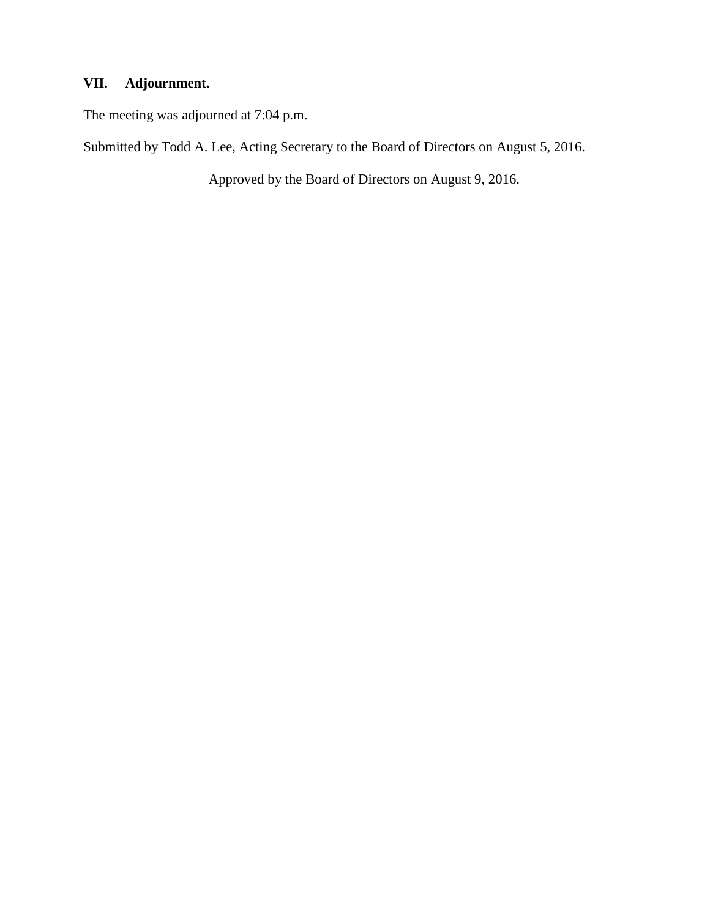## VII. Adjournment.

The meeting was adjourned at 7:04 p.m.

Submitted by Todd A. Lee, Acting Secretary to the Board of Directors on August 5, 2016.

Approved by the Board of Directors on August 9, 2016.